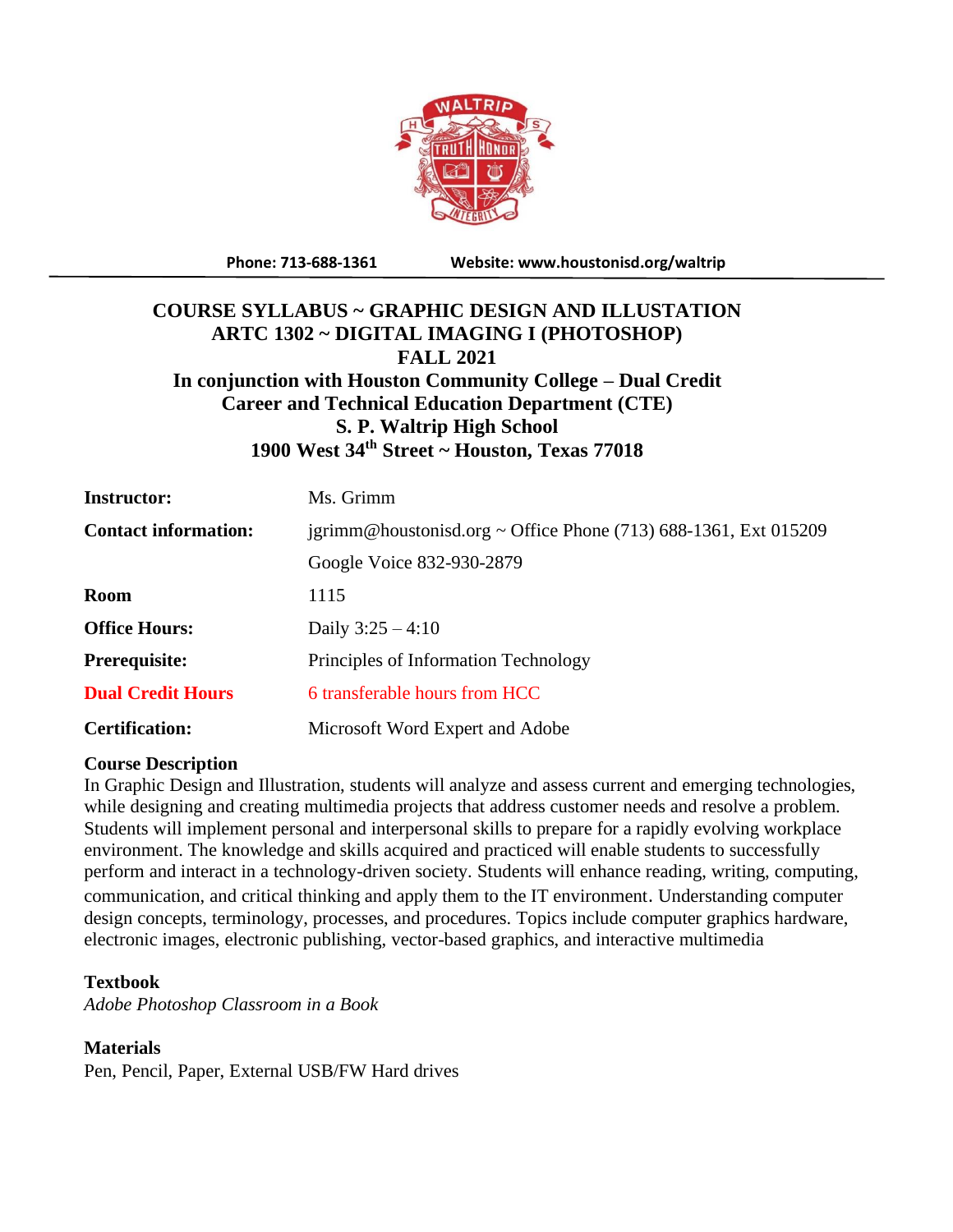Phone: 713-688-1361 Website: www.houstonisd.org/waltrip

# COURSE SYLLABUS ~ GRAPHIC DESIGN AND ILLUSTATION
## ARTC 1302 ~ DIGITAL IMAGING I (PHOTOSHOP)
## FALL 2021
## In conjunction with Houston Community College – Dual Credit
## Career and Technical Education Department (CTE)
## S. P. Waltrip High School
## 1900 West 34th Street ~ Houston, Texas 77018

| | |
|---|---|
| **Instructor:** | Ms. Grimm |
| **Contact information:** | jgrimm@houstonisd.org ~ Office Phone (713) 688-1361, Ext 015209 |
| | Google Voice 832-930-2879 |
| **Room** | 1115 |
| **Office Hours:** | Daily 3:25 – 4:10 |
| **Prerequisite:** | Principles of Information Technology |
| **Dual Credit Hours** | 6 transferable hours from HCC |
| **Certification:** | Microsoft Word Expert and Adobe |

**Course Description**

In Graphic Design and Illustration, students will analyze and assess current and emerging technologies, while designing and creating multimedia projects that address customer needs and resolve a problem. Students will implement personal and interpersonal skills to prepare for a rapidly evolving workplace environment. The knowledge and skills acquired and practiced will enable students to successfully perform and interact in a technology-driven society. Students will enhance reading, writing, computing, communication, and critical thinking and apply them to the IT environment. Understanding computer design concepts, terminology, processes, and procedures. Topics include computer graphics hardware, electronic images, electronic publishing, vector-based graphics, and interactive multimedia

**Textbook**

*Adobe Photoshop Classroom in a Book*

**Materials**

Pen, Pencil, Paper, External USB/FW Hard drives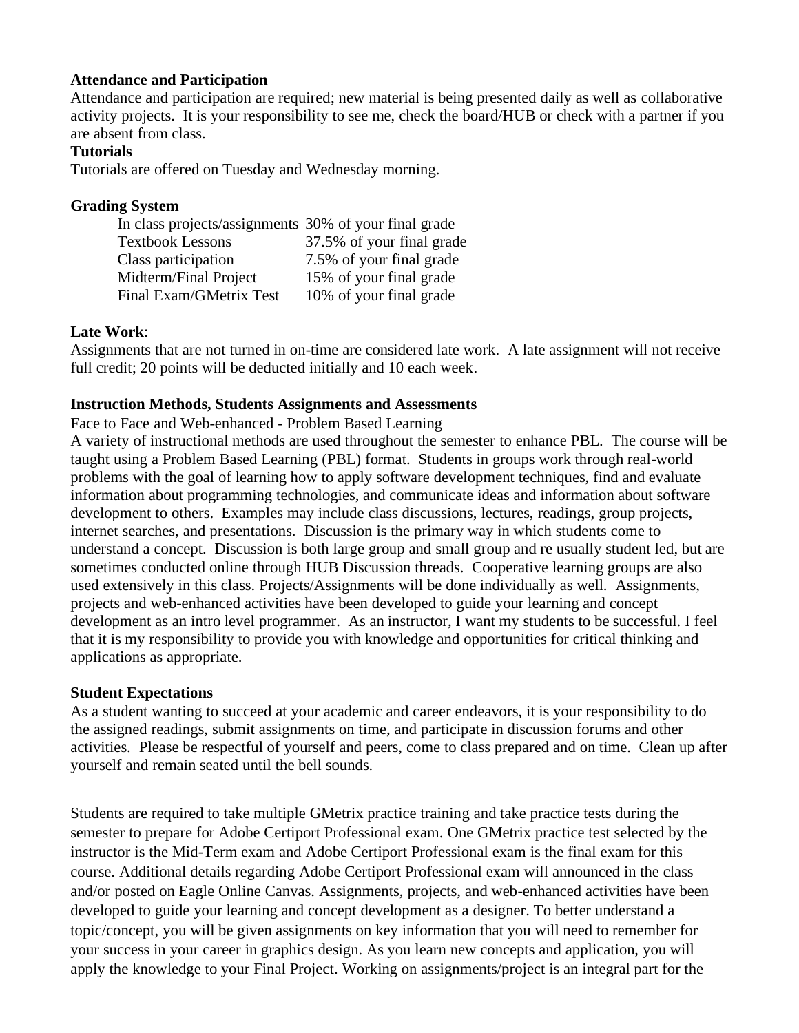**Attendance and Participation**

Attendance and participation are required; new material is being presented daily as well as collaborative activity projects. It is your responsibility to see me, check the board/HUB or check with a partner if you are absent from class.

**Tutorials**

Tutorials are offered on Tuesday and Wednesday morning.

**Grading System**

| | |
|---|---|
| In class projects/assignments | 30% of your final grade |
| Textbook Lessons | 37.5% of your final grade |
| Class participation | 7.5% of your final grade |
| Midterm/Final Project | 15% of your final grade |
| Final Exam/GMetrix Test | 10% of your final grade |

**Late Work**:

Assignments that are not turned in on-time are considered late work. A late assignment will not receive full credit; 20 points will be deducted initially and 10 each week.

**Instruction Methods, Students Assignments and Assessments**

Face to Face and Web-enhanced - Problem Based Learning

A variety of instructional methods are used throughout the semester to enhance PBL. The course will be taught using a Problem Based Learning (PBL) format. Students in groups work through real-world problems with the goal of learning how to apply software development techniques, find and evaluate information about programming technologies, and communicate ideas and information about software development to others. Examples may include class discussions, lectures, readings, group projects, internet searches, and presentations. Discussion is the primary way in which students come to understand a concept. Discussion is both large group and small group and re usually student led, but are sometimes conducted online through HUB Discussion threads. Cooperative learning groups are also used extensively in this class. Projects/Assignments will be done individually as well. Assignments, projects and web-enhanced activities have been developed to guide your learning and concept development as an intro level programmer. As an instructor, I want my students to be successful. I feel that it is my responsibility to provide you with knowledge and opportunities for critical thinking and applications as appropriate.

**Student Expectations**

As a student wanting to succeed at your academic and career endeavors, it is your responsibility to do the assigned readings, submit assignments on time, and participate in discussion forums and other activities. Please be respectful of yourself and peers, come to class prepared and on time. Clean up after yourself and remain seated until the bell sounds.

Students are required to take multiple GMetrix practice training and take practice tests during the semester to prepare for Adobe Certiport Professional exam. One GMetrix practice test selected by the instructor is the Mid-Term exam and Adobe Certiport Professional exam is the final exam for this course. Additional details regarding Adobe Certiport Professional exam will announced in the class and/or posted on Eagle Online Canvas. Assignments, projects, and web-enhanced activities have been developed to guide your learning and concept development as a designer. To better understand a topic/concept, you will be given assignments on key information that you will need to remember for your success in your career in graphics design. As you learn new concepts and application, you will apply the knowledge to your Final Project. Working on assignments/project is an integral part for the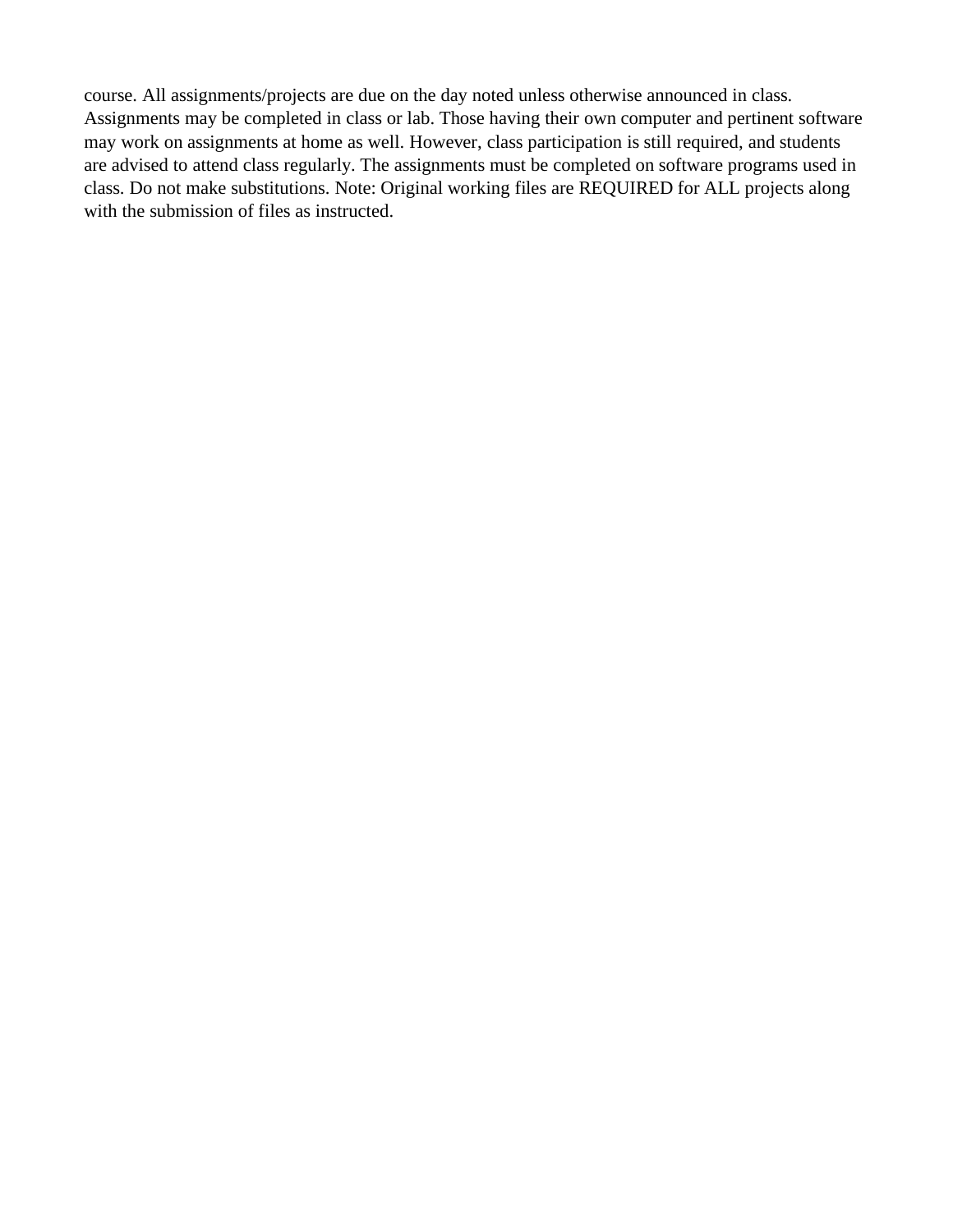course. All assignments/projects are due on the day noted unless otherwise announced in class. Assignments may be completed in class or lab. Those having their own computer and pertinent software may work on assignments at home as well. However, class participation is still required, and students are advised to attend class regularly. The assignments must be completed on software programs used in class. Do not make substitutions. Note: Original working files are REQUIRED for ALL projects along with the submission of files as instructed.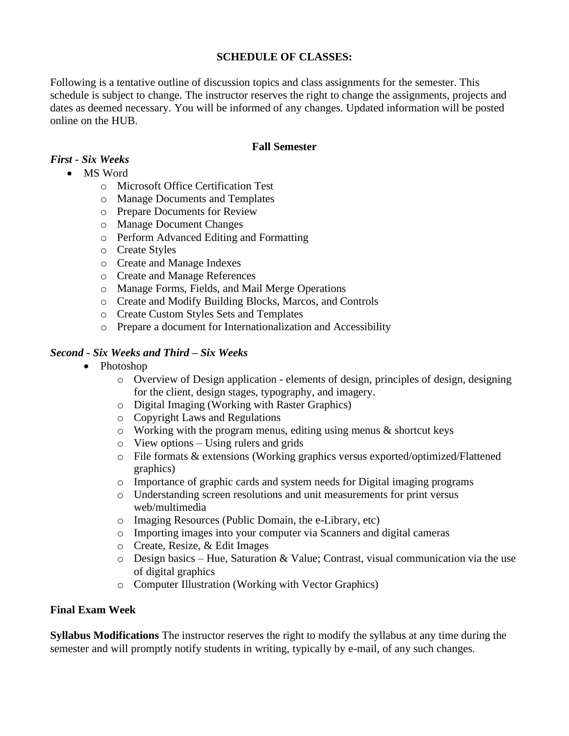## SCHEDULE OF CLASSES:

Following is a tentative outline of discussion topics and class assignments for the semester. This schedule is subject to change. The instructor reserves the right to change the assignments, projects and dates as deemed necessary. You will be informed of any changes. Updated information will be posted online on the HUB.

### Fall Semester

***First - Six Weeks***

- MS Word
  - Microsoft Office Certification Test
  - Manage Documents and Templates
  - Prepare Documents for Review
  - Manage Document Changes
  - Perform Advanced Editing and Formatting
  - Create Styles
  - Create and Manage Indexes
  - Create and Manage References
  - Manage Forms, Fields, and Mail Merge Operations
  - Create and Modify Building Blocks, Marcos, and Controls
  - Create Custom Styles Sets and Templates
  - Prepare a document for Internationalization and Accessibility

***Second - Six Weeks and Third – Six Weeks***

- Photoshop
  - Overview of Design application - elements of design, principles of design, designing for the client, design stages, typography, and imagery.
  - Digital Imaging (Working with Raster Graphics)
  - Copyright Laws and Regulations
  - Working with the program menus, editing using menus & shortcut keys
  - View options – Using rulers and grids
  - File formats & extensions (Working graphics versus exported/optimized/Flattened graphics)
  - Importance of graphic cards and system needs for Digital imaging programs
  - Understanding screen resolutions and unit measurements for print versus web/multimedia
  - Imaging Resources (Public Domain, the e-Library, etc)
  - Importing images into your computer via Scanners and digital cameras
  - Create, Resize, & Edit Images
  - Design basics – Hue, Saturation & Value; Contrast, visual communication via the use of digital graphics
  - Computer Illustration (Working with Vector Graphics)

**Final Exam Week**

**Syllabus Modifications** The instructor reserves the right to modify the syllabus at any time during the semester and will promptly notify students in writing, typically by e-mail, of any such changes.